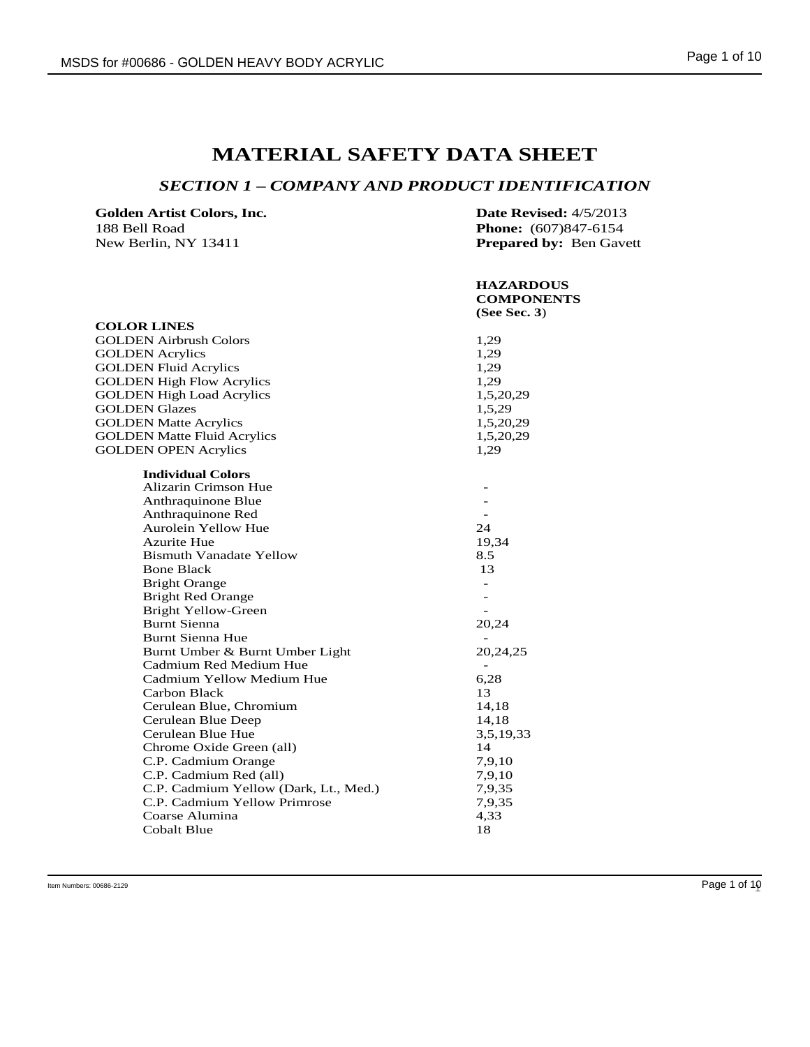# MATERIAL SAFETY DATA SHEET

## *SECTION 1 – COMPANY AND PRODUCT IDENTIFICATION*

**Golden Artist Colors, Inc.**
188 Bell Road
New Berlin, NY 13411

**Date Revised:** 4/5/2013
**Phone:** (607)847-6154
**Prepared by:** Ben Gavett

| **COLOR LINES** | **HAZARDOUS COMPONENTS (See Sec. 3)** |
|---|---|
| GOLDEN Airbrush Colors | 1,29 |
| GOLDEN Acrylics | 1,29 |
| GOLDEN Fluid Acrylics | 1,29 |
| GOLDEN High Flow Acrylics | 1,29 |
| GOLDEN High Load Acrylics | 1,5,20,29 |
| GOLDEN Glazes | 1,5,29 |
| GOLDEN Matte Acrylics | 1,5,20,29 |
| GOLDEN Matte Fluid Acrylics | 1,5,20,29 |
| GOLDEN OPEN Acrylics | 1,29 |
| **Individual Colors** | |
| Alizarin Crimson Hue | - |
| Anthraquinone Blue | - |
| Anthraquinone Red | - |
| Aurolein Yellow Hue | 24 |
| Azurite Hue | 19,34 |
| Bismuth Vanadate Yellow | 8.5 |
| Bone Black | 13 |
| Bright Orange | - |
| Bright Red Orange | - |
| Bright Yellow-Green | - |
| Burnt Sienna | 20,24 |
| Burnt Sienna Hue | - |
| Burnt Umber & Burnt Umber Light | 20,24,25 |
| Cadmium Red Medium Hue | - |
| Cadmium Yellow Medium Hue | 6,28 |
| Carbon Black | 13 |
| Cerulean Blue, Chromium | 14,18 |
| Cerulean Blue Deep | 14,18 |
| Cerulean Blue Hue | 3,5,19,33 |
| Chrome Oxide Green (all) | 14 |
| C.P. Cadmium Orange | 7,9,10 |
| C.P. Cadmium Red (all) | 7,9,10 |
| C.P. Cadmium Yellow (Dark, Lt., Med.) | 7,9,35 |
| C.P. Cadmium Yellow Primrose | 7,9,35 |
| Coarse Alumina | 4,33 |
| Cobalt Blue | 18 |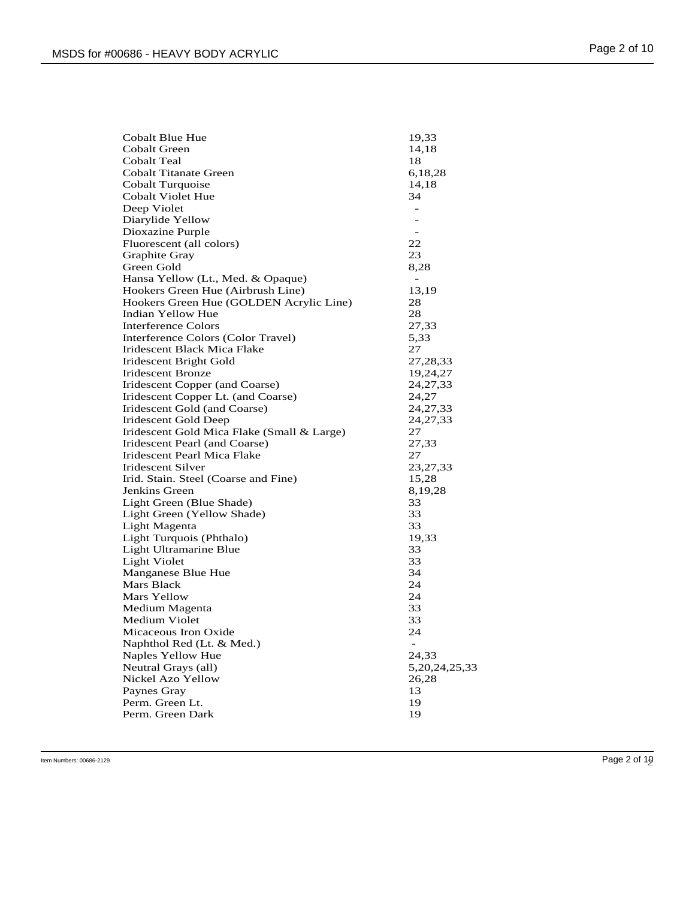| | |
|---|---|
| Cobalt Blue Hue | 19,33 |
| Cobalt Green | 14,18 |
| Cobalt Teal | 18 |
| Cobalt Titanate Green | 6,18,28 |
| Cobalt Turquoise | 14,18 |
| Cobalt Violet Hue | 34 |
| Deep Violet | - |
| Diarylide Yellow | - |
| Dioxazine Purple | - |
| Fluorescent (all colors) | 22 |
| Graphite Gray | 23 |
| Green Gold | 8,28 |
| Hansa Yellow (Lt., Med. & Opaque) | - |
| Hookers Green Hue (Airbrush Line) | 13,19 |
| Hookers Green Hue (GOLDEN Acrylic Line) | 28 |
| Indian Yellow Hue | 28 |
| Interference Colors | 27,33 |
| Interference Colors (Color Travel) | 5,33 |
| Iridescent Black Mica Flake | 27 |
| Iridescent Bright Gold | 27,28,33 |
| Iridescent Bronze | 19,24,27 |
| Iridescent Copper (and Coarse) | 24,27,33 |
| Iridescent Copper Lt. (and Coarse) | 24,27 |
| Iridescent Gold (and Coarse) | 24,27,33 |
| Iridescent Gold Deep | 24,27,33 |
| Iridescent Gold Mica Flake (Small & Large) | 27 |
| Iridescent Pearl (and Coarse) | 27,33 |
| Iridescent Pearl Mica Flake | 27 |
| Iridescent Silver | 23,27,33 |
| Irid. Stain. Steel (Coarse and Fine) | 15,28 |
| Jenkins Green | 8,19,28 |
| Light Green (Blue Shade) | 33 |
| Light Green (Yellow Shade) | 33 |
| Light Magenta | 33 |
| Light Turquois (Phthalo) | 19,33 |
| Light Ultramarine Blue | 33 |
| Light Violet | 33 |
| Manganese Blue Hue | 34 |
| Mars Black | 24 |
| Mars Yellow | 24 |
| Medium Magenta | 33 |
| Medium Violet | 33 |
| Micaceous Iron Oxide | 24 |
| Naphthol Red (Lt. & Med.) | - |
| Naples Yellow Hue | 24,33 |
| Neutral Grays (all) | 5,20,24,25,33 |
| Nickel Azo Yellow | 26,28 |
| Paynes Gray | 13 |
| Perm. Green Lt. | 19 |
| Perm. Green Dark | 19 |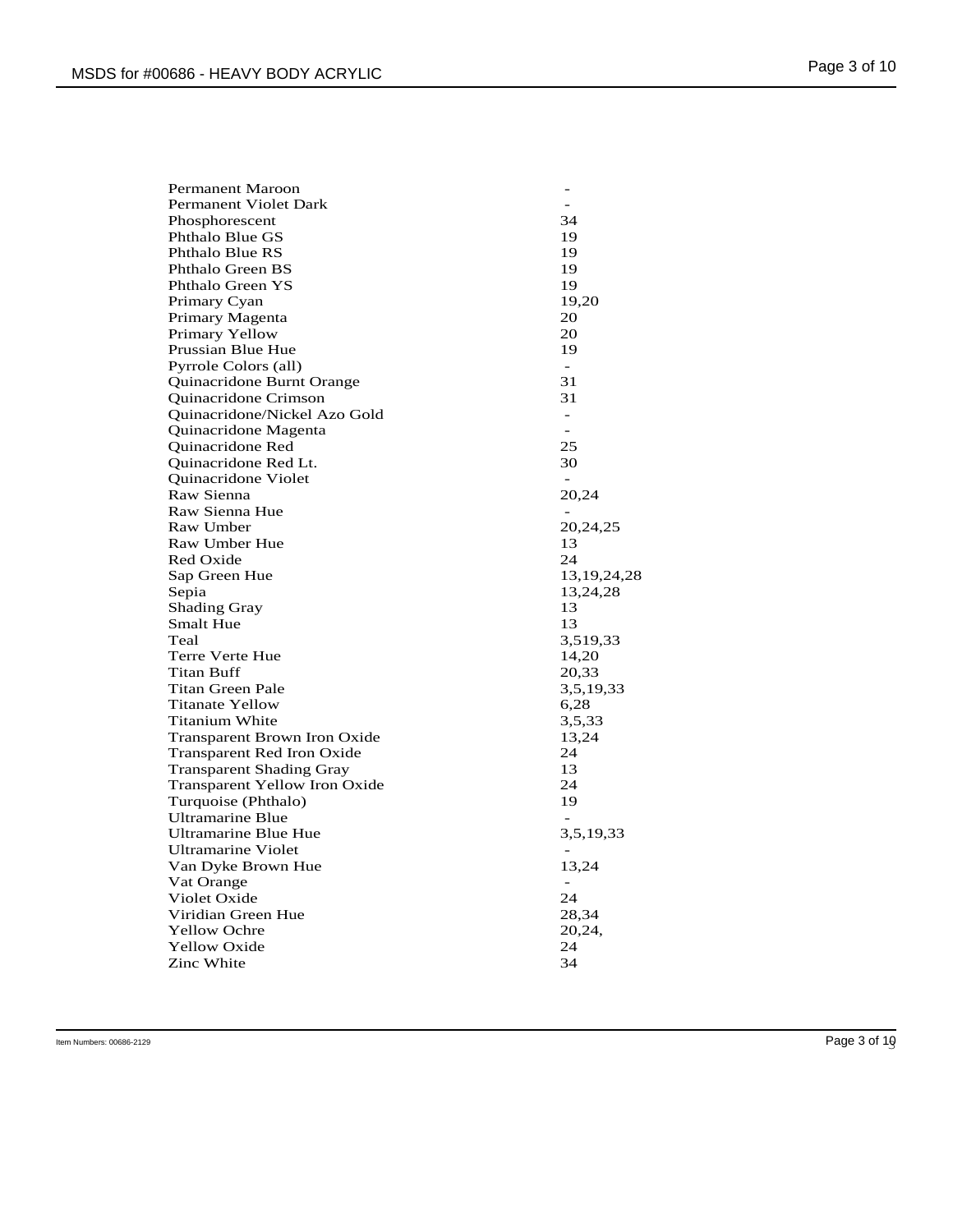| | |
|---|---|
| Permanent Maroon | - |
| Permanent Violet Dark | - |
| Phosphorescent | 34 |
| Phthalo Blue GS | 19 |
| Phthalo Blue RS | 19 |
| Phthalo Green BS | 19 |
| Phthalo Green YS | 19 |
| Primary Cyan | 19,20 |
| Primary Magenta | 20 |
| Primary Yellow | 20 |
| Prussian Blue Hue | 19 |
| Pyrrole Colors (all) | - |
| Quinacridone Burnt Orange | 31 |
| Quinacridone Crimson | 31 |
| Quinacridone/Nickel Azo Gold | - |
| Quinacridone Magenta | - |
| Quinacridone Red | 25 |
| Quinacridone Red Lt. | 30 |
| Quinacridone Violet | - |
| Raw Sienna | 20,24 |
| Raw Sienna Hue | - |
| Raw Umber | 20,24,25 |
| Raw Umber Hue | 13 |
| Red Oxide | 24 |
| Sap Green Hue | 13,19,24,28 |
| Sepia | 13,24,28 |
| Shading Gray | 13 |
| Smalt Hue | 13 |
| Teal | 3,519,33 |
| Terre Verte Hue | 14,20 |
| Titan Buff | 20,33 |
| Titan Green Pale | 3,5,19,33 |
| Titanate Yellow | 6,28 |
| Titanium White | 3,5,33 |
| Transparent Brown Iron Oxide | 13,24 |
| Transparent Red Iron Oxide | 24 |
| Transparent Shading Gray | 13 |
| Transparent Yellow Iron Oxide | 24 |
| Turquoise (Phthalo) | 19 |
| Ultramarine Blue | - |
| Ultramarine Blue Hue | 3,5,19,33 |
| Ultramarine Violet | - |
| Van Dyke Brown Hue | 13,24 |
| Vat Orange | - |
| Violet Oxide | 24 |
| Viridian Green Hue | 28,34 |
| Yellow Ochre | 20,24, |
| Yellow Oxide | 24 |
| Zinc White | 34 |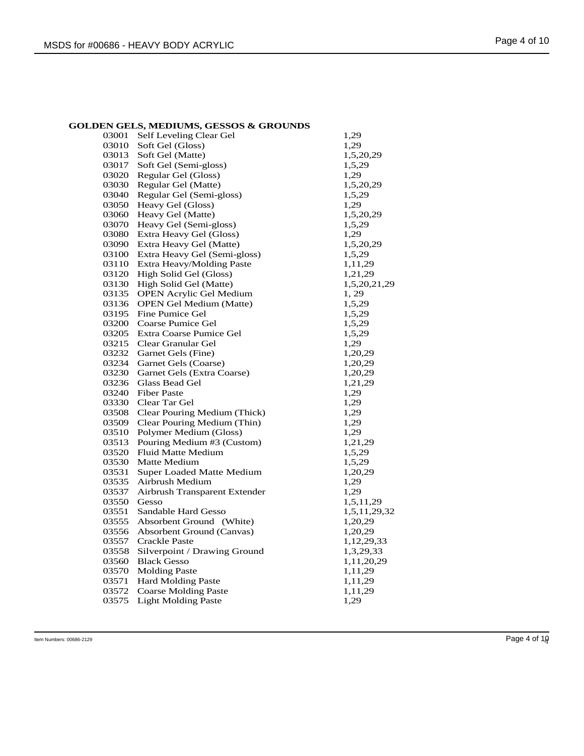**GOLDEN GELS, MEDIUMS, GESSOS & GROUNDS**

| | | |
|---|---|---|
| 03001 | Self Leveling Clear Gel | 1,29 |
| 03010 | Soft Gel (Gloss) | 1,29 |
| 03013 | Soft Gel (Matte) | 1,5,20,29 |
| 03017 | Soft Gel (Semi-gloss) | 1,5,29 |
| 03020 | Regular Gel (Gloss) | 1,29 |
| 03030 | Regular Gel (Matte) | 1,5,20,29 |
| 03040 | Regular Gel (Semi-gloss) | 1,5,29 |
| 03050 | Heavy Gel (Gloss) | 1,29 |
| 03060 | Heavy Gel (Matte) | 1,5,20,29 |
| 03070 | Heavy Gel (Semi-gloss) | 1,5,29 |
| 03080 | Extra Heavy Gel (Gloss) | 1,29 |
| 03090 | Extra Heavy Gel (Matte) | 1,5,20,29 |
| 03100 | Extra Heavy Gel (Semi-gloss) | 1,5,29 |
| 03110 | Extra Heavy/Molding Paste | 1,11,29 |
| 03120 | High Solid Gel (Gloss) | 1,21,29 |
| 03130 | High Solid Gel (Matte) | 1,5,20,21,29 |
| 03135 | OPEN Acrylic Gel Medium | 1, 29 |
| 03136 | OPEN Gel Medium (Matte) | 1,5,29 |
| 03195 | Fine Pumice Gel | 1,5,29 |
| 03200 | Coarse Pumice Gel | 1,5,29 |
| 03205 | Extra Coarse Pumice Gel | 1,5,29 |
| 03215 | Clear Granular Gel | 1,29 |
| 03232 | Garnet Gels (Fine) | 1,20,29 |
| 03234 | Garnet Gels (Coarse) | 1,20,29 |
| 03230 | Garnet Gels (Extra Coarse) | 1,20,29 |
| 03236 | Glass Bead Gel | 1,21,29 |
| 03240 | Fiber Paste | 1,29 |
| 03330 | Clear Tar Gel | 1,29 |
| 03508 | Clear Pouring Medium (Thick) | 1,29 |
| 03509 | Clear Pouring Medium (Thin) | 1,29 |
| 03510 | Polymer Medium (Gloss) | 1,29 |
| 03513 | Pouring Medium #3 (Custom) | 1,21,29 |
| 03520 | Fluid Matte Medium | 1,5,29 |
| 03530 | Matte Medium | 1,5,29 |
| 03531 | Super Loaded Matte Medium | 1,20,29 |
| 03535 | Airbrush Medium | 1,29 |
| 03537 | Airbrush Transparent Extender | 1,29 |
| 03550 | Gesso | 1,5,11,29 |
| 03551 | Sandable Hard Gesso | 1,5,11,29,32 |
| 03555 | Absorbent Ground (White) | 1,20,29 |
| 03556 | Absorbent Ground (Canvas) | 1,20,29 |
| 03557 | Crackle Paste | 1,12,29,33 |
| 03558 | Silverpoint / Drawing Ground | 1,3,29,33 |
| 03560 | Black Gesso | 1,11,20,29 |
| 03570 | Molding Paste | 1,11,29 |
| 03571 | Hard Molding Paste | 1,11,29 |
| 03572 | Coarse Molding Paste | 1,11,29 |
| 03575 | Light Molding Paste | 1,29 |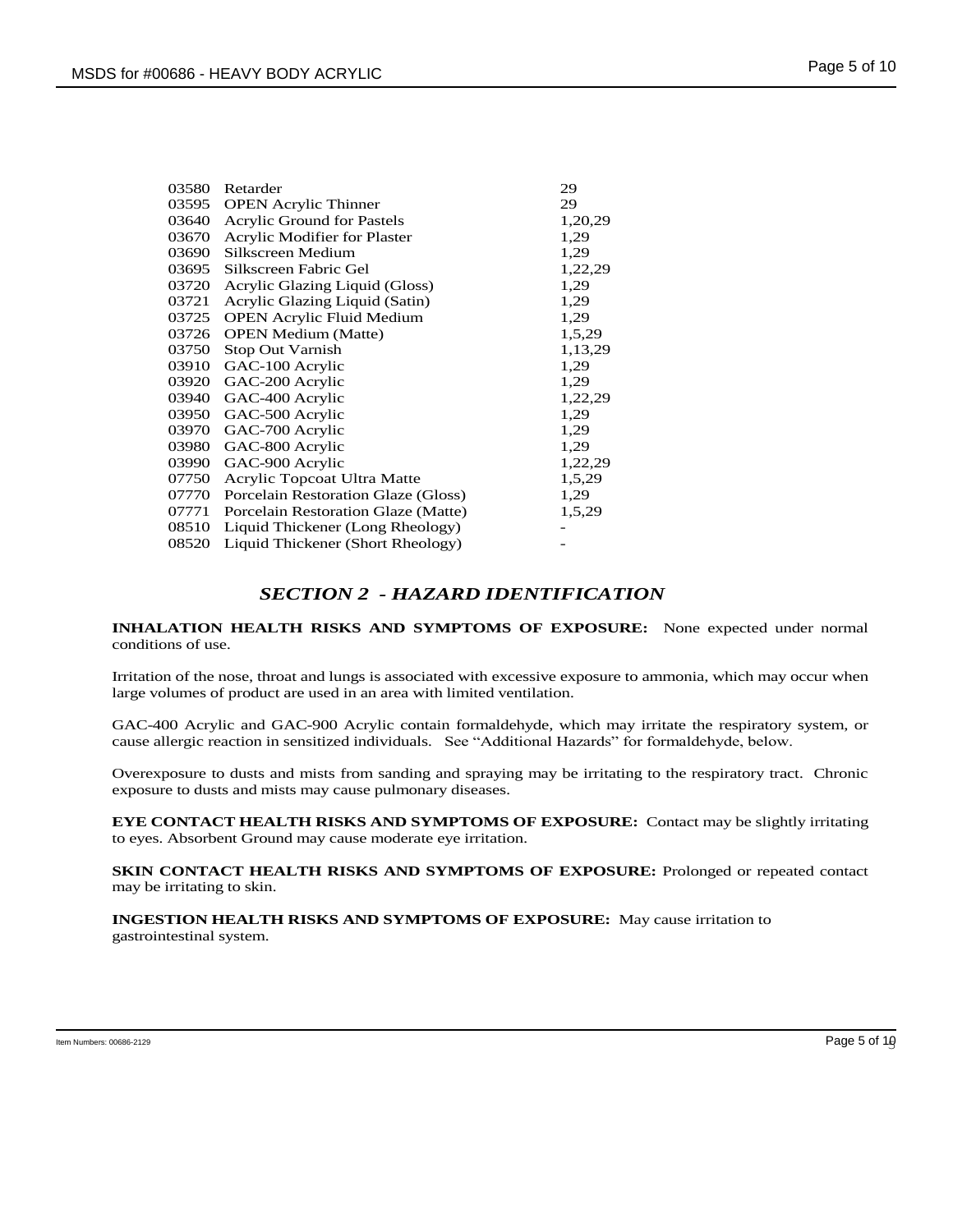| | | |
|---|---|---|
| 03580 | Retarder | 29 |
| 03595 | OPEN Acrylic Thinner | 29 |
| 03640 | Acrylic Ground for Pastels | 1,20,29 |
| 03670 | Acrylic Modifier for Plaster | 1,29 |
| 03690 | Silkscreen Medium | 1,29 |
| 03695 | Silkscreen Fabric Gel | 1,22,29 |
| 03720 | Acrylic Glazing Liquid (Gloss) | 1,29 |
| 03721 | Acrylic Glazing Liquid (Satin) | 1,29 |
| 03725 | OPEN Acrylic Fluid Medium | 1,29 |
| 03726 | OPEN Medium (Matte) | 1,5,29 |
| 03750 | Stop Out Varnish | 1,13,29 |
| 03910 | GAC-100 Acrylic | 1,29 |
| 03920 | GAC-200 Acrylic | 1,29 |
| 03940 | GAC-400 Acrylic | 1,22,29 |
| 03950 | GAC-500 Acrylic | 1,29 |
| 03970 | GAC-700 Acrylic | 1,29 |
| 03980 | GAC-800 Acrylic | 1,29 |
| 03990 | GAC-900 Acrylic | 1,22,29 |
| 07750 | Acrylic Topcoat Ultra Matte | 1,5,29 |
| 07770 | Porcelain Restoration Glaze (Gloss) | 1,29 |
| 07771 | Porcelain Restoration Glaze (Matte) | 1,5,29 |
| 08510 | Liquid Thickener (Long Rheology) | - |
| 08520 | Liquid Thickener (Short Rheology) | - |

## *SECTION 2 - HAZARD IDENTIFICATION*

**INHALATION HEALTH RISKS AND SYMPTOMS OF EXPOSURE:** None expected under normal conditions of use.

Irritation of the nose, throat and lungs is associated with excessive exposure to ammonia, which may occur when large volumes of product are used in an area with limited ventilation.

GAC-400 Acrylic and GAC-900 Acrylic contain formaldehyde, which may irritate the respiratory system, or cause allergic reaction in sensitized individuals. See "Additional Hazards" for formaldehyde, below.

Overexposure to dusts and mists from sanding and spraying may be irritating to the respiratory tract. Chronic exposure to dusts and mists may cause pulmonary diseases.

**EYE CONTACT HEALTH RISKS AND SYMPTOMS OF EXPOSURE:** Contact may be slightly irritating to eyes. Absorbent Ground may cause moderate eye irritation.

**SKIN CONTACT HEALTH RISKS AND SYMPTOMS OF EXPOSURE:** Prolonged or repeated contact may be irritating to skin.

**INGESTION HEALTH RISKS AND SYMPTOMS OF EXPOSURE:** May cause irritation to gastrointestinal system.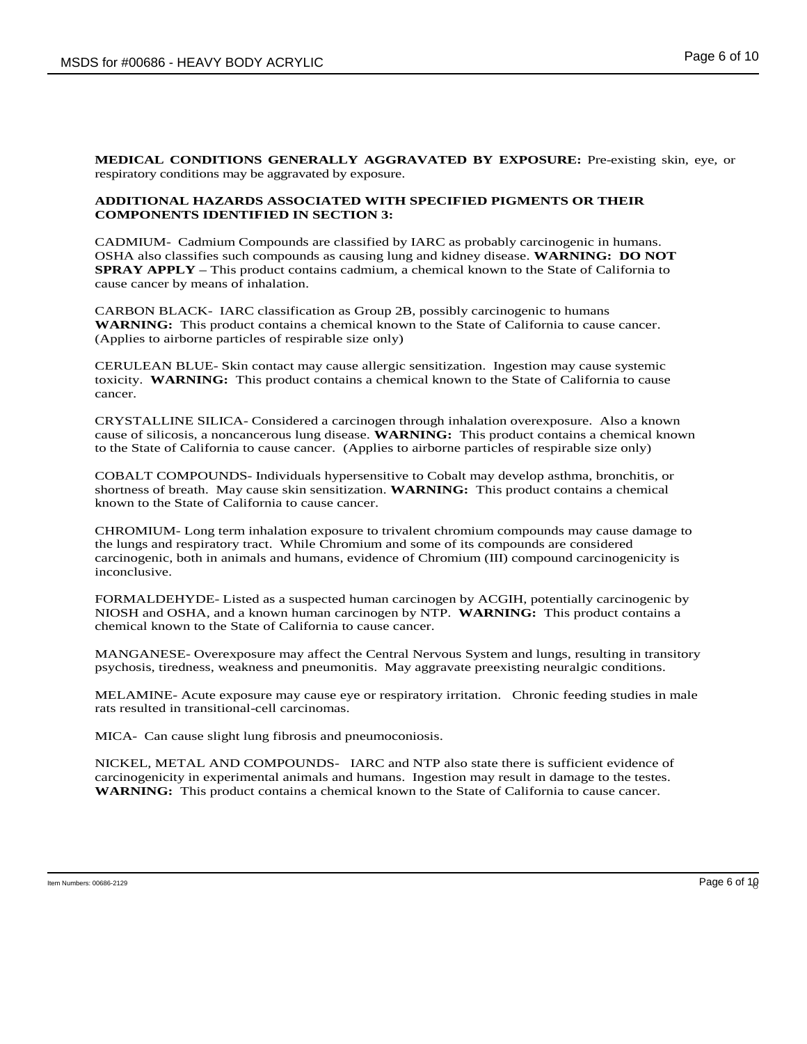**MEDICAL CONDITIONS GENERALLY AGGRAVATED BY EXPOSURE:** Pre-existing skin, eye, or respiratory conditions may be aggravated by exposure.

**ADDITIONAL HAZARDS ASSOCIATED WITH SPECIFIED PIGMENTS OR THEIR COMPONENTS IDENTIFIED IN SECTION 3:**

CADMIUM- Cadmium Compounds are classified by IARC as probably carcinogenic in humans. OSHA also classifies such compounds as causing lung and kidney disease. **WARNING: DO NOT SPRAY APPLY** – This product contains cadmium, a chemical known to the State of California to cause cancer by means of inhalation.

CARBON BLACK- IARC classification as Group 2B, possibly carcinogenic to humans **WARNING:** This product contains a chemical known to the State of California to cause cancer. (Applies to airborne particles of respirable size only)

CERULEAN BLUE- Skin contact may cause allergic sensitization. Ingestion may cause systemic toxicity. **WARNING:** This product contains a chemical known to the State of California to cause cancer.

CRYSTALLINE SILICA- Considered a carcinogen through inhalation overexposure. Also a known cause of silicosis, a noncancerous lung disease. **WARNING:** This product contains a chemical known to the State of California to cause cancer. (Applies to airborne particles of respirable size only)

COBALT COMPOUNDS- Individuals hypersensitive to Cobalt may develop asthma, bronchitis, or shortness of breath. May cause skin sensitization. **WARNING:** This product contains a chemical known to the State of California to cause cancer.

CHROMIUM- Long term inhalation exposure to trivalent chromium compounds may cause damage to the lungs and respiratory tract. While Chromium and some of its compounds are considered carcinogenic, both in animals and humans, evidence of Chromium (III) compound carcinogenicity is inconclusive.

FORMALDEHYDE- Listed as a suspected human carcinogen by ACGIH, potentially carcinogenic by NIOSH and OSHA, and a known human carcinogen by NTP. **WARNING:** This product contains a chemical known to the State of California to cause cancer.

MANGANESE- Overexposure may affect the Central Nervous System and lungs, resulting in transitory psychosis, tiredness, weakness and pneumonitis. May aggravate preexisting neuralgic conditions.

MELAMINE- Acute exposure may cause eye or respiratory irritation. Chronic feeding studies in male rats resulted in transitional-cell carcinomas.

MICA- Can cause slight lung fibrosis and pneumoconiosis.

NICKEL, METAL AND COMPOUNDS- IARC and NTP also state there is sufficient evidence of carcinogenicity in experimental animals and humans. Ingestion may result in damage to the testes. **WARNING:** This product contains a chemical known to the State of California to cause cancer.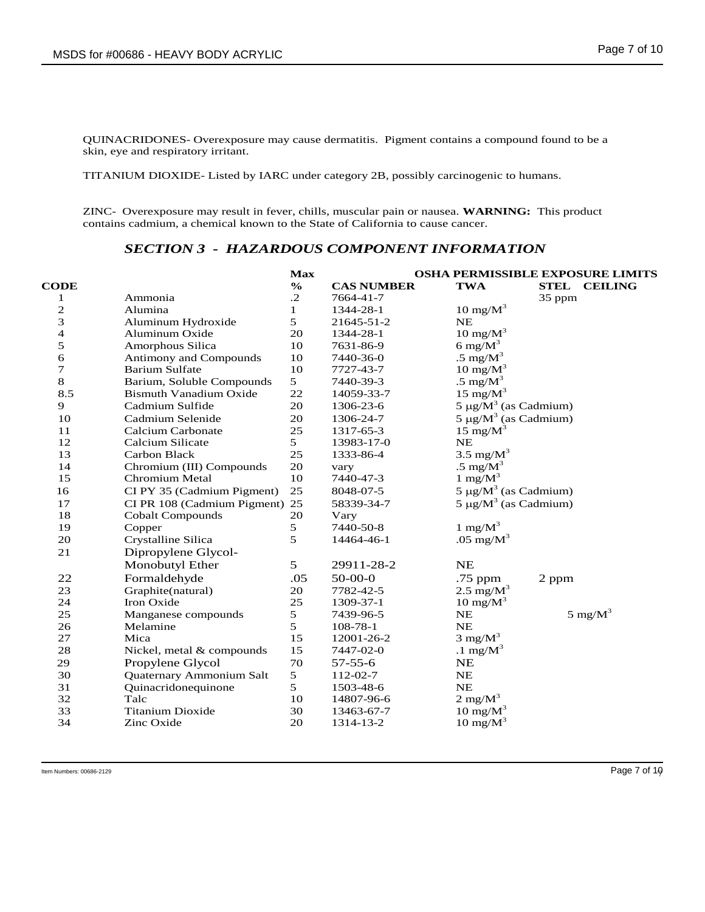QUINACRIDONES- Overexposure may cause dermatitis. Pigment contains a compound found to be a skin, eye and respiratory irritant.

TITANIUM DIOXIDE- Listed by IARC under category 2B, possibly carcinogenic to humans.

ZINC- Overexposure may result in fever, chills, muscular pain or nausea. **WARNING:** This product contains cadmium, a chemical known to the State of California to cause cancer.

## *SECTION 3 - HAZARDOUS COMPONENT INFORMATION*

| | | Max | | OSHA PERMISSIBLE EXPOSURE LIMITS | | |
|---|---|---|---|---|---|---|
| **CODE** | | **%** | **CAS NUMBER** | **TWA** | **STEL** | **CEILING** |
| 1 | Ammonia | .2 | 7664-41-7 | | 35 ppm | |
| 2 | Alumina | 1 | 1344-28-1 | 10 $mg/M^3$ | | |
| 3 | Aluminum Hydroxide | 5 | 21645-51-2 | NE | | |
| 4 | Aluminum Oxide | 20 | 1344-28-1 | 10 $mg/M^3$ | | |
| 5 | Amorphous Silica | 10 | 7631-86-9 | 6 $mg/M^3$ | | |
| 6 | Antimony and Compounds | 10 | 7440-36-0 | .5 $mg/M^3$ | | |
| 7 | Barium Sulfate | 10 | 7727-43-7 | 10 $mg/M^3$ | | |
| 8 | Barium, Soluble Compounds | 5 | 7440-39-3 | .5 $mg/M^3$ | | |
| 8.5 | Bismuth Vanadium Oxide | 22 | 14059-33-7 | 15 $mg/M^3$ | | |
| 9 | Cadmium Sulfide | 20 | 1306-23-6 | 5 $\mu g/M^3$ (as Cadmium) | | |
| 10 | Cadmium Selenide | 20 | 1306-24-7 | 5 $\mu g/M^3$ (as Cadmium) | | |
| 11 | Calcium Carbonate | 25 | 1317-65-3 | 15 $mg/M^3$ | | |
| 12 | Calcium Silicate | 5 | 13983-17-0 | NE | | |
| 13 | Carbon Black | 25 | 1333-86-4 | 3.5 $mg/M^3$ | | |
| 14 | Chromium (III) Compounds | 20 | vary | .5 $mg/M^3$ | | |
| 15 | Chromium Metal | 10 | 7440-47-3 | 1 $mg/M^3$ | | |
| 16 | CI PY 35 (Cadmium Pigment) | 25 | 8048-07-5 | 5 $\mu g/M^3$ (as Cadmium) | | |
| 17 | CI PR 108 (Cadmium Pigment) | 25 | 58339-34-7 | 5 $\mu g/M^3$ (as Cadmium) | | |
| 18 | Cobalt Compounds | 20 | Vary | | | |
| 19 | Copper | 5 | 7440-50-8 | 1 $mg/M^3$ | | |
| 20 | Crystalline Silica | 5 | 14464-46-1 | .05 $mg/M^3$ | | |
| 21 | Dipropylene Glycol-Monobutyl Ether | 5 | 29911-28-2 | NE | | |
| 22 | Formaldehyde | .05 | 50-00-0 | .75 ppm | 2 ppm | |
| 23 | Graphite(natural) | 20 | 7782-42-5 | 2.5 $mg/M^3$ | | |
| 24 | Iron Oxide | 25 | 1309-37-1 | 10 $mg/M^3$ | | |
| 25 | Manganese compounds | 5 | 7439-96-5 | NE | | 5 $mg/M^3$ |
| 26 | Melamine | 5 | 108-78-1 | NE | | |
| 27 | Mica | 15 | 12001-26-2 | 3 $mg/M^3$ | | |
| 28 | Nickel, metal & compounds | 15 | 7447-02-0 | .1 $mg/M^3$ | | |
| 29 | Propylene Glycol | 70 | 57-55-6 | NE | | |
| 30 | Quaternary Ammonium Salt | 5 | 112-02-7 | NE | | |
| 31 | Quinacridonequinone | 5 | 1503-48-6 | NE | | |
| 32 | Talc | 10 | 14807-96-6 | 2 $mg/M^3$ | | |
| 33 | Titanium Dioxide | 30 | 13463-67-7 | 10 $mg/M^3$ | | |
| 34 | Zinc Oxide | 20 | 1314-13-2 | 10 $mg/M^3$ | | |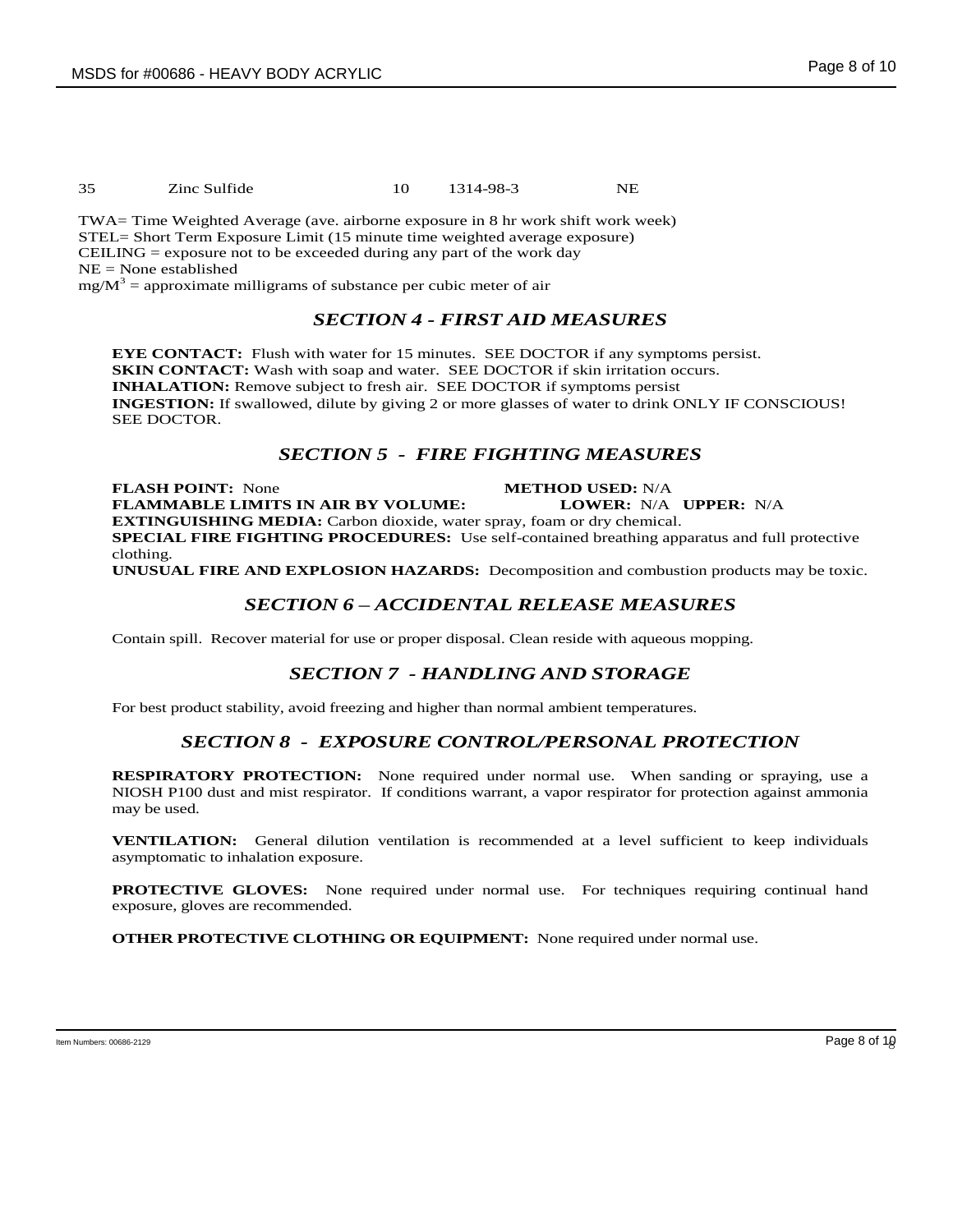| 35 | Zinc Sulfide | 10 | 1314-98-3 | NE |
|---|---|---|---|---|

TWA= Time Weighted Average (ave. airborne exposure in 8 hr work shift work week)
STEL= Short Term Exposure Limit (15 minute time weighted average exposure)
CEILING = exposure not to be exceeded during any part of the work day
NE = None established
$mg/M^3$ = approximate milligrams of substance per cubic meter of air

## *SECTION 4 - FIRST AID MEASURES*

**EYE CONTACT:** Flush with water for 15 minutes. SEE DOCTOR if any symptoms persist.
**SKIN CONTACT:** Wash with soap and water. SEE DOCTOR if skin irritation occurs.
**INHALATION:** Remove subject to fresh air. SEE DOCTOR if symptoms persist
**INGESTION:** If swallowed, dilute by giving 2 or more glasses of water to drink ONLY IF CONSCIOUS! SEE DOCTOR.

## *SECTION 5 - FIRE FIGHTING MEASURES*

**FLASH POINT:** None **METHOD USED:** N/A
**FLAMMABLE LIMITS IN AIR BY VOLUME:** **LOWER:** N/A **UPPER:** N/A
**EXTINGUISHING MEDIA:** Carbon dioxide, water spray, foam or dry chemical.
**SPECIAL FIRE FIGHTING PROCEDURES:** Use self-contained breathing apparatus and full protective clothing.
**UNUSUAL FIRE AND EXPLOSION HAZARDS:** Decomposition and combustion products may be toxic.

## *SECTION 6 – ACCIDENTAL RELEASE MEASURES*

Contain spill. Recover material for use or proper disposal. Clean reside with aqueous mopping.

## *SECTION 7 - HANDLING AND STORAGE*

For best product stability, avoid freezing and higher than normal ambient temperatures.

## *SECTION 8 - EXPOSURE CONTROL/PERSONAL PROTECTION*

**RESPIRATORY PROTECTION:** None required under normal use. When sanding or spraying, use a NIOSH P100 dust and mist respirator. If conditions warrant, a vapor respirator for protection against ammonia may be used.

**VENTILATION:** General dilution ventilation is recommended at a level sufficient to keep individuals asymptomatic to inhalation exposure.

**PROTECTIVE GLOVES:** None required under normal use. For techniques requiring continual hand exposure, gloves are recommended.

**OTHER PROTECTIVE CLOTHING OR EQUIPMENT:** None required under normal use.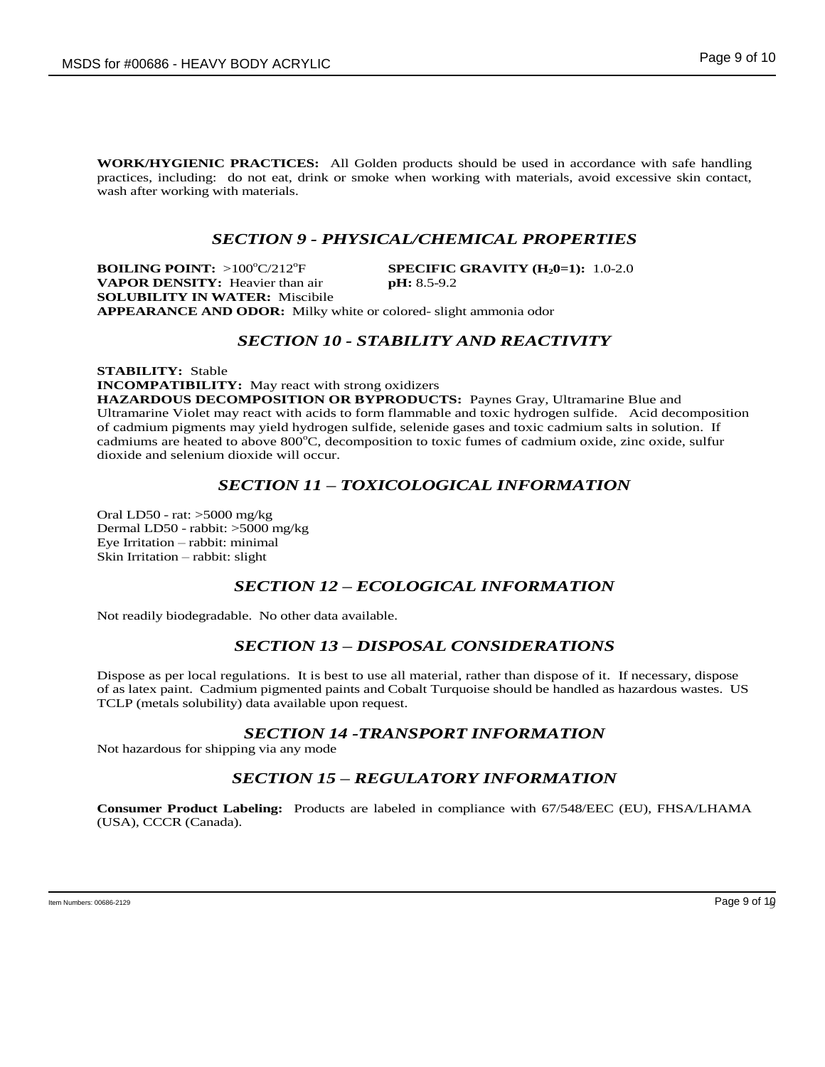**WORK/HYGIENIC PRACTICES:** All Golden products should be used in accordance with safe handling practices, including: do not eat, drink or smoke when working with materials, avoid excessive skin contact, wash after working with materials.

## *SECTION 9 - PHYSICAL/CHEMICAL PROPERTIES*

**BOILING POINT:** >100°C/212°F

**SPECIFIC GRAVITY ($H_20$=1):** 1.0-2.0

**VAPOR DENSITY:** Heavier than air

**pH:** 8.5-9.2

**SOLUBILITY IN WATER:** Miscibile

**APPEARANCE AND ODOR:** Milky white or colored- slight ammonia odor

## *SECTION 10 - STABILITY AND REACTIVITY*

**STABILITY:** Stable

**INCOMPATIBILITY:** May react with strong oxidizers

**HAZARDOUS DECOMPOSITION OR BYPRODUCTS:** Paynes Gray, Ultramarine Blue and Ultramarine Violet may react with acids to form flammable and toxic hydrogen sulfide. Acid decomposition of cadmium pigments may yield hydrogen sulfide, selenide gases and toxic cadmium salts in solution. If cadmiums are heated to above 800°C, decomposition to toxic fumes of cadmium oxide, zinc oxide, sulfur dioxide and selenium dioxide will occur.

## *SECTION 11 – TOXICOLOGICAL INFORMATION*

Oral LD50 - rat: >5000 mg/kg
Dermal LD50 - rabbit: >5000 mg/kg
Eye Irritation – rabbit: minimal
Skin Irritation – rabbit: slight

## *SECTION 12 – ECOLOGICAL INFORMATION*

Not readily biodegradable. No other data available.

## *SECTION 13 – DISPOSAL CONSIDERATIONS*

Dispose as per local regulations. It is best to use all material, rather than dispose of it. If necessary, dispose of as latex paint. Cadmium pigmented paints and Cobalt Turquoise should be handled as hazardous wastes. US TCLP (metals solubility) data available upon request.

## *SECTION 14 -TRANSPORT INFORMATION*

Not hazardous for shipping via any mode

## *SECTION 15 – REGULATORY INFORMATION*

**Consumer Product Labeling:** Products are labeled in compliance with 67/548/EEC (EU), FHSA/LHAMA (USA), CCCR (Canada).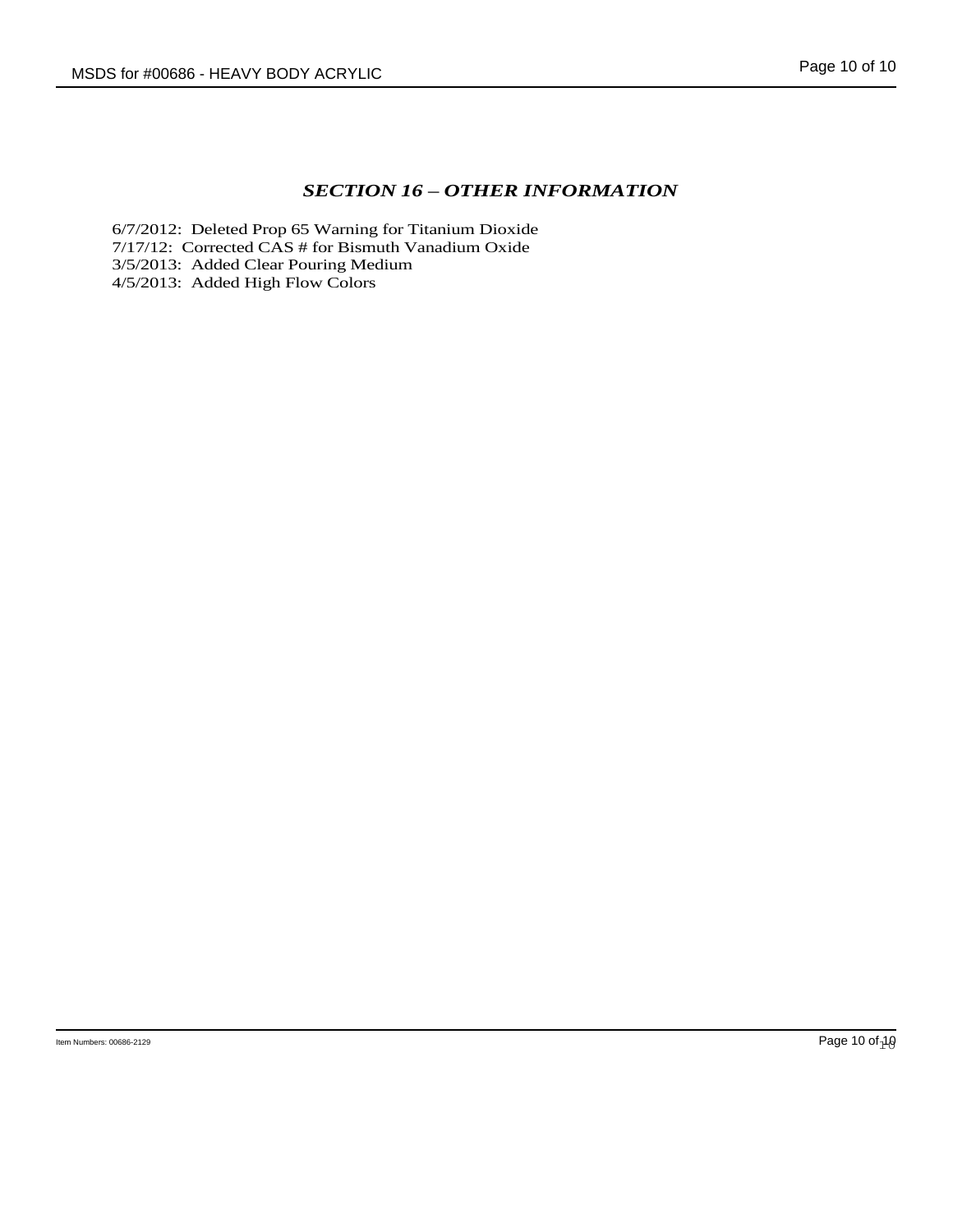## *SECTION 16 – OTHER INFORMATION*

6/7/2012: Deleted Prop 65 Warning for Titanium Dioxide
7/17/12: Corrected CAS # for Bismuth Vanadium Oxide
3/5/2013: Added Clear Pouring Medium
4/5/2013: Added High Flow Colors